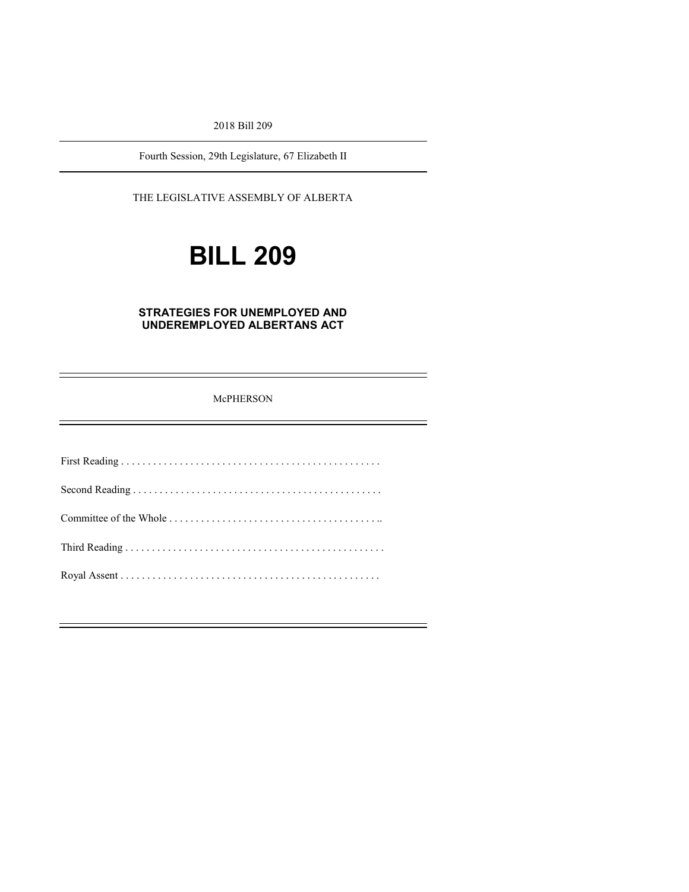2018 Bill 209

Fourth Session, 29th Legislature, 67 Elizabeth II

THE LEGISLATIVE ASSEMBLY OF ALBERTA

# BILL 209

## STRATEGIES FOR UNEMPLOYED AND UNDEREMPLOYED ALBERTANS ACT

McPHERSON

First Reading . . . . . . . . . . . . . . . . . . . . . . . . . . . . . . . . . . . . . . . . . . . . . . . .

Second Reading . . . . . . . . . . . . . . . . . . . . . . . . . . . . . . . . . . . . . . . . . . . . . .

Committee of the Whole . . . . . . . . . . . . . . . . . . . . . . . . . . . . . . . . . . . . . . ..

Third Reading . . . . . . . . . . . . . . . . . . . . . . . . . . . . . . . . . . . . . . . . . . . . . . . . .

Royal Assent . . . . . . . . . . . . . . . . . . . . . . . . . . . . . . . . . . . . . . . . . . . . . . . .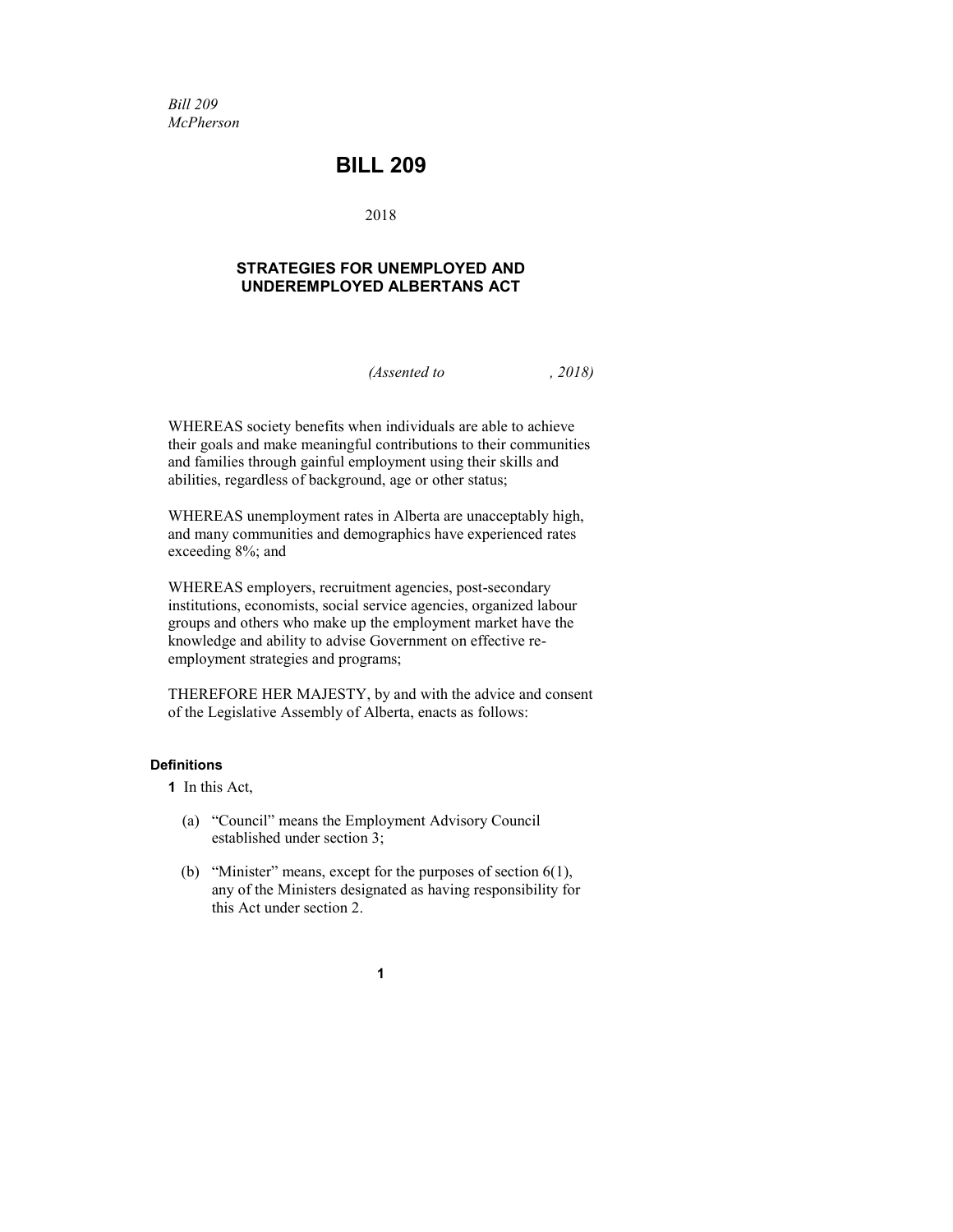*Bill 209*
*McPherson*

# BILL 209

2018

## STRATEGIES FOR UNEMPLOYED AND UNDEREMPLOYED ALBERTANS ACT

*(Assented to , 2018)*

WHEREAS society benefits when individuals are able to achieve their goals and make meaningful contributions to their communities and families through gainful employment using their skills and abilities, regardless of background, age or other status;

WHEREAS unemployment rates in Alberta are unacceptably high, and many communities and demographics have experienced rates exceeding 8%; and

WHEREAS employers, recruitment agencies, post-secondary institutions, economists, social service agencies, organized labour groups and others who make up the employment market have the knowledge and ability to advise Government on effective re-employment strategies and programs;

THEREFORE HER MAJESTY, by and with the advice and consent of the Legislative Assembly of Alberta, enacts as follows:

### Definitions

**1** In this Act,

(a) "Council" means the Employment Advisory Council established under section 3;

(b) "Minister" means, except for the purposes of section 6(1), any of the Ministers designated as having responsibility for this Act under section 2.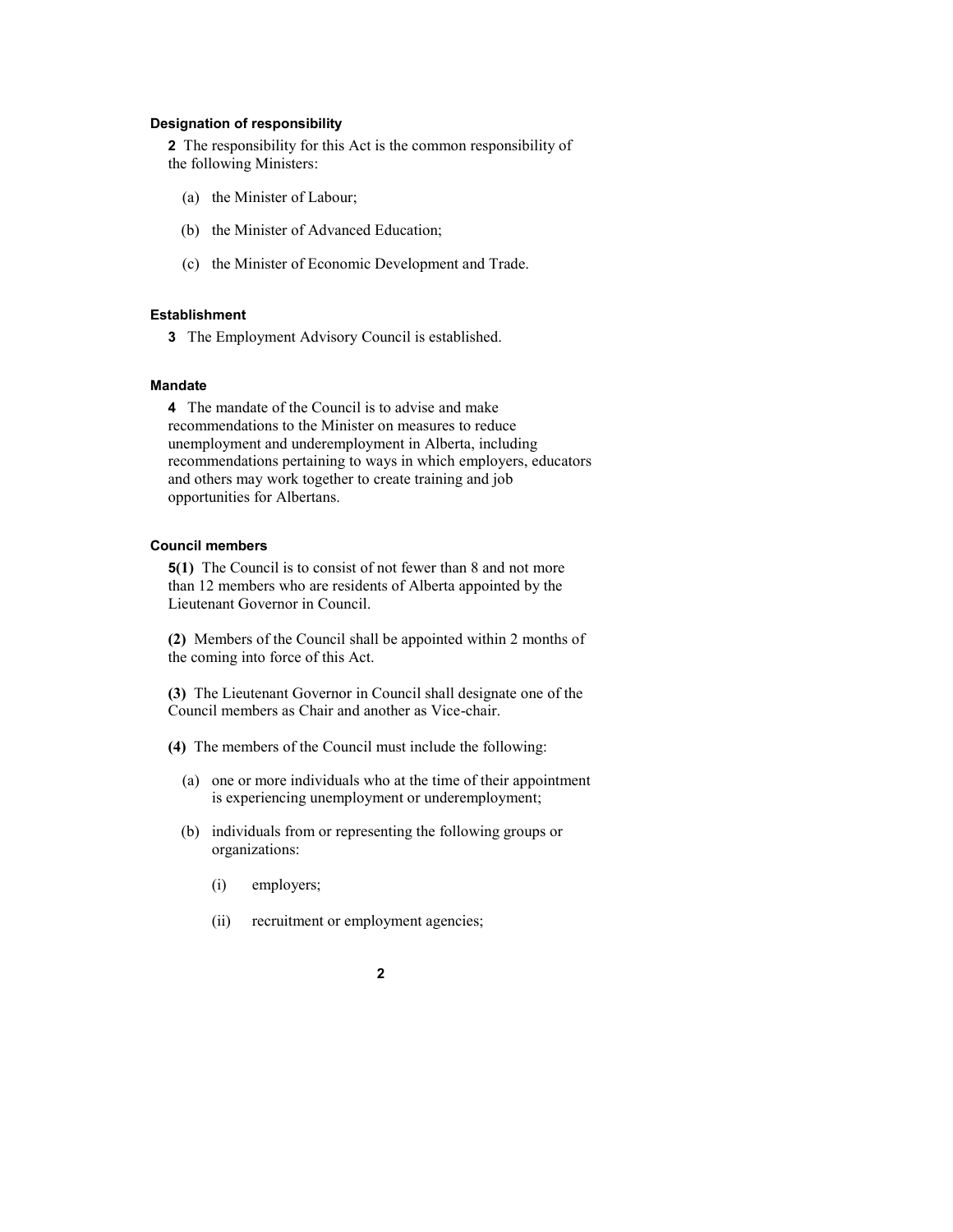**Designation of responsibility**

**2** The responsibility for this Act is the common responsibility of the following Ministers:

(a) the Minister of Labour;

(b) the Minister of Advanced Education;

(c) the Minister of Economic Development and Trade.

**Establishment**

**3** The Employment Advisory Council is established.

**Mandate**

**4** The mandate of the Council is to advise and make recommendations to the Minister on measures to reduce unemployment and underemployment in Alberta, including recommendations pertaining to ways in which employers, educators and others may work together to create training and job opportunities for Albertans.

**Council members**

**5(1)** The Council is to consist of not fewer than 8 and not more than 12 members who are residents of Alberta appointed by the Lieutenant Governor in Council.

**(2)** Members of the Council shall be appointed within 2 months of the coming into force of this Act.

**(3)** The Lieutenant Governor in Council shall designate one of the Council members as Chair and another as Vice-chair.

**(4)** The members of the Council must include the following:

(a) one or more individuals who at the time of their appointment is experiencing unemployment or underemployment;

(b) individuals from or representing the following groups or organizations:

(i) employers;

(ii) recruitment or employment agencies;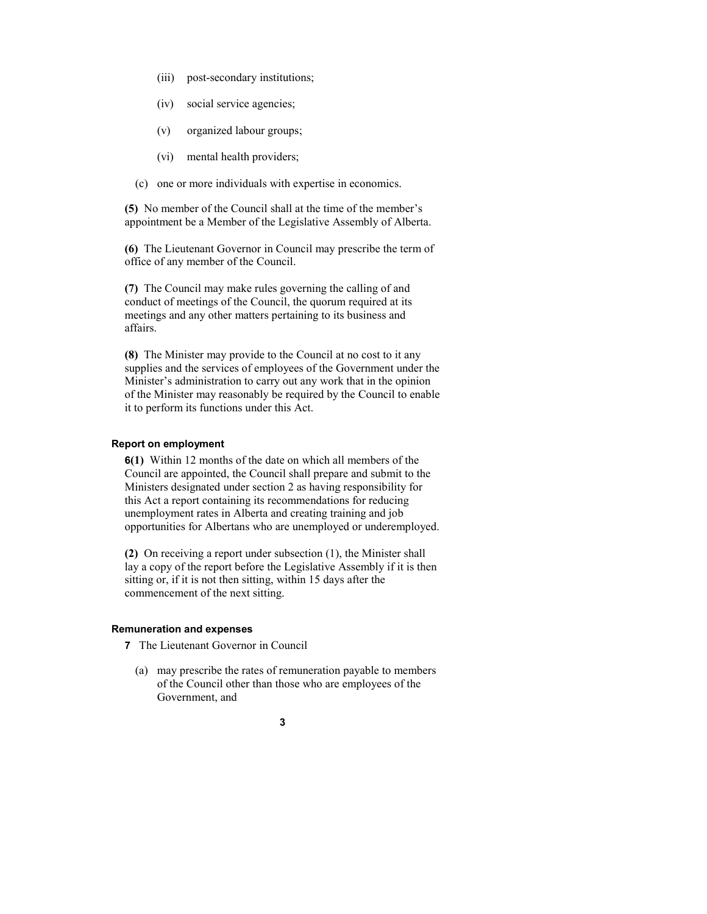(iii) post-secondary institutions;

(iv) social service agencies;

(v) organized labour groups;

(vi) mental health providers;

(c) one or more individuals with expertise in economics.

**(5)** No member of the Council shall at the time of the member's appointment be a Member of the Legislative Assembly of Alberta.

**(6)** The Lieutenant Governor in Council may prescribe the term of office of any member of the Council.

**(7)** The Council may make rules governing the calling of and conduct of meetings of the Council, the quorum required at its meetings and any other matters pertaining to its business and affairs.

**(8)** The Minister may provide to the Council at no cost to it any supplies and the services of employees of the Government under the Minister's administration to carry out any work that in the opinion of the Minister may reasonably be required by the Council to enable it to perform its functions under this Act.

**Report on employment**

**6(1)** Within 12 months of the date on which all members of the Council are appointed, the Council shall prepare and submit to the Ministers designated under section 2 as having responsibility for this Act a report containing its recommendations for reducing unemployment rates in Alberta and creating training and job opportunities for Albertans who are unemployed or underemployed.

**(2)** On receiving a report under subsection (1), the Minister shall lay a copy of the report before the Legislative Assembly if it is then sitting or, if it is not then sitting, within 15 days after the commencement of the next sitting.

**Remuneration and expenses**

**7** The Lieutenant Governor in Council

(a) may prescribe the rates of remuneration payable to members of the Council other than those who are employees of the Government, and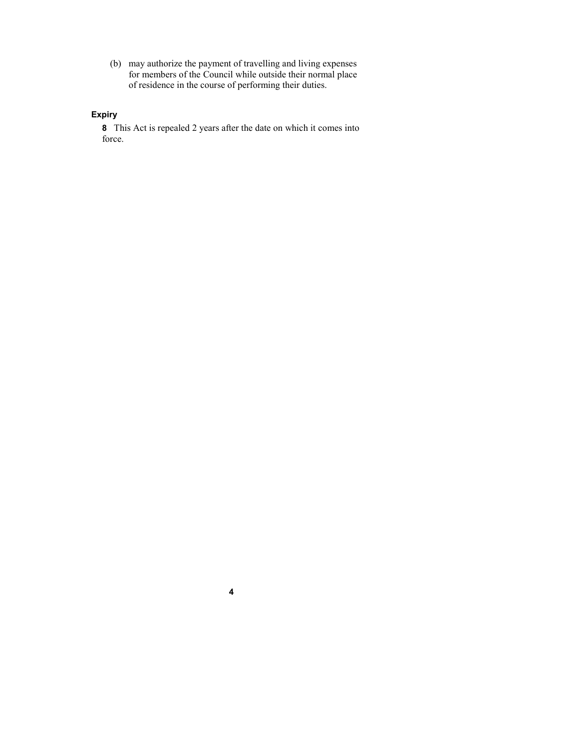(b) may authorize the payment of travelling and living expenses for members of the Council while outside their normal place of residence in the course of performing their duties.

### Expiry

**8** This Act is repealed 2 years after the date on which it comes into force.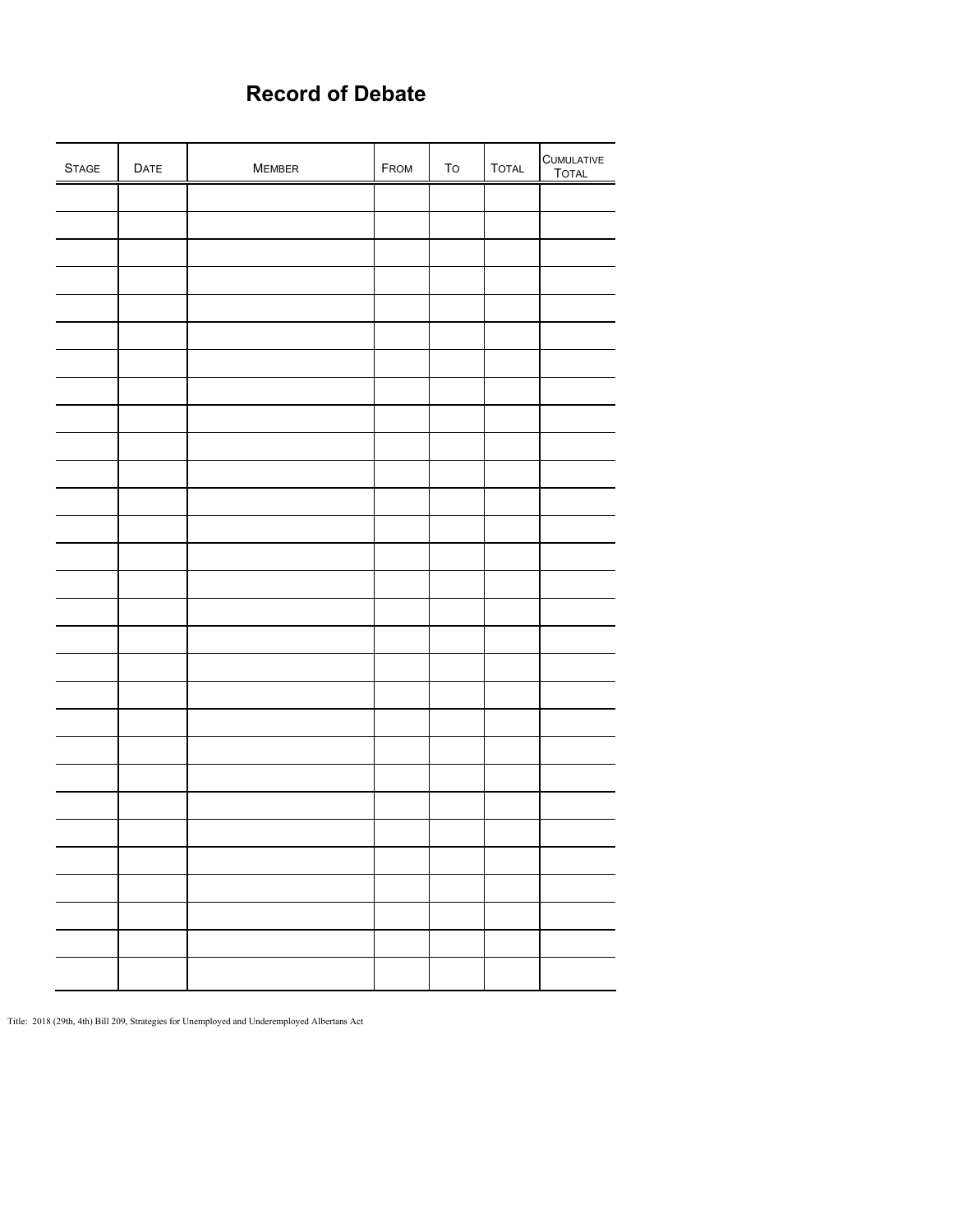# Record of Debate

| Stage | Date | Member | From | To | Total | Cumulative Total |
|---|---|---|---|---|---|---|
| | | | | | | |
| | | | | | | |
| | | | | | | |
| | | | | | | |
| | | | | | | |
| | | | | | | |
| | | | | | | |
| | | | | | | |
| | | | | | | |
| | | | | | | |
| | | | | | | |
| | | | | | | |
| | | | | | | |
| | | | | | | |
| | | | | | | |
| | | | | | | |
| | | | | | | |
| | | | | | | |
| | | | | | | |
| | | | | | | |
| | | | | | | |
| | | | | | | |
| | | | | | | |
| | | | | | | |
| | | | | | | |
| | | | | | | |
| | | | | | | |
| | | | | | | |
| | | | | | | |

Title: 2018 (29th, 4th) Bill 209, Strategies for Unemployed and Underemployed Albertans Act